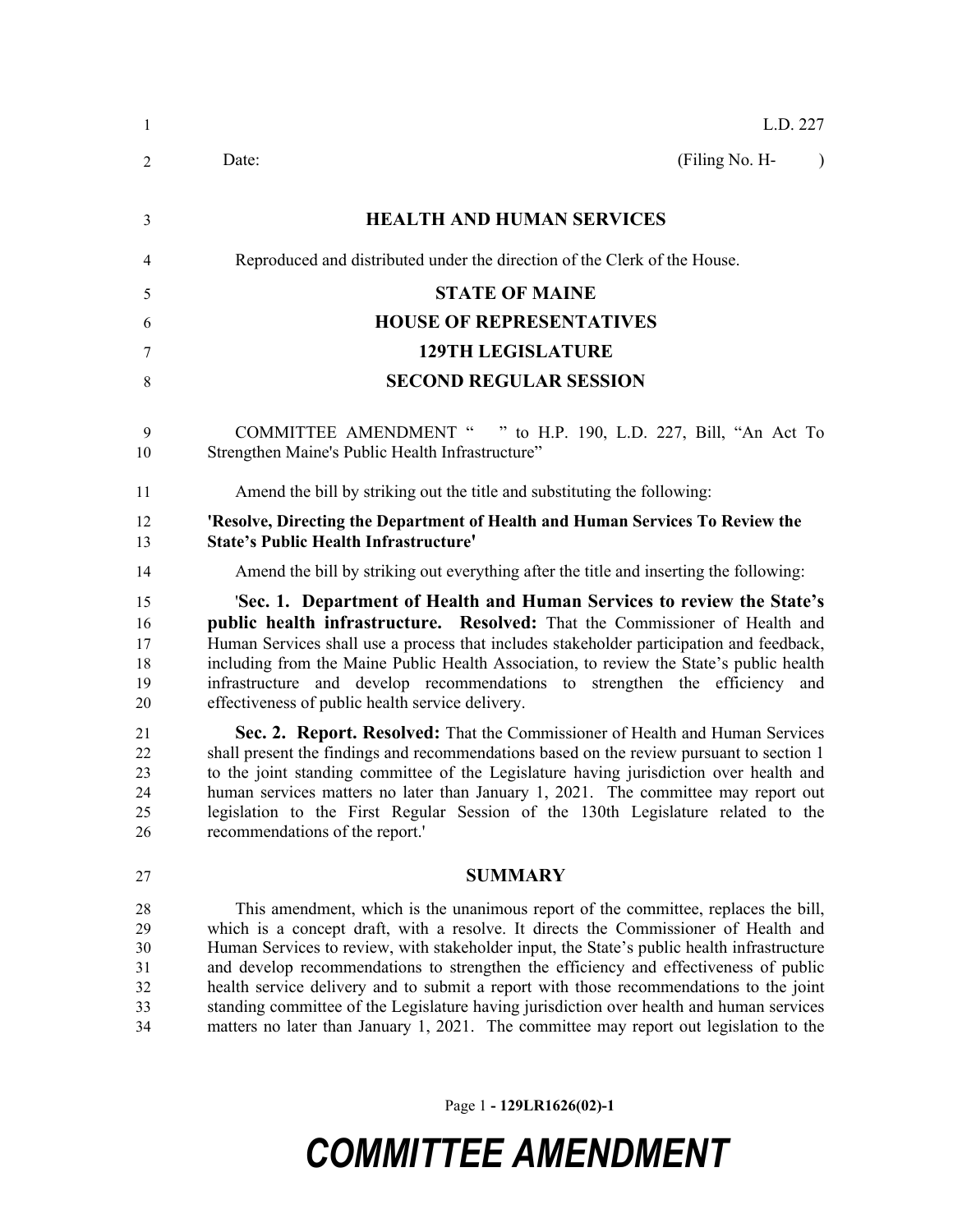L.D. 227

Date: (Filing No. H- )

# HEALTH AND HUMAN SERVICES

Reproduced and distributed under the direction of the Clerk of the House.

## STATE OF MAINE
## HOUSE OF REPRESENTATIVES
## 129TH LEGISLATURE
## SECOND REGULAR SESSION

COMMITTEE AMENDMENT " " to H.P. 190, L.D. 227, Bill, "An Act To Strengthen Maine's Public Health Infrastructure"

Amend the bill by striking out the title and substituting the following:

**'Resolve, Directing the Department of Health and Human Services To Review the State's Public Health Infrastructure'**

Amend the bill by striking out everything after the title and inserting the following:

'**Sec. 1. Department of Health and Human Services to review the State's public health infrastructure. Resolved:** That the Commissioner of Health and Human Services shall use a process that includes stakeholder participation and feedback, including from the Maine Public Health Association, to review the State's public health infrastructure and develop recommendations to strengthen the efficiency and effectiveness of public health service delivery.

**Sec. 2. Report. Resolved:** That the Commissioner of Health and Human Services shall present the findings and recommendations based on the review pursuant to section 1 to the joint standing committee of the Legislature having jurisdiction over health and human services matters no later than January 1, 2021. The committee may report out legislation to the First Regular Session of the 130th Legislature related to the recommendations of the report.'

## SUMMARY

This amendment, which is the unanimous report of the committee, replaces the bill, which is a concept draft, with a resolve. It directs the Commissioner of Health and Human Services to review, with stakeholder input, the State's public health infrastructure and develop recommendations to strengthen the efficiency and effectiveness of public health service delivery and to submit a report with those recommendations to the joint standing committee of the Legislature having jurisdiction over health and human services matters no later than January 1, 2021. The committee may report out legislation to the

**COMMITTEE AMENDMENT**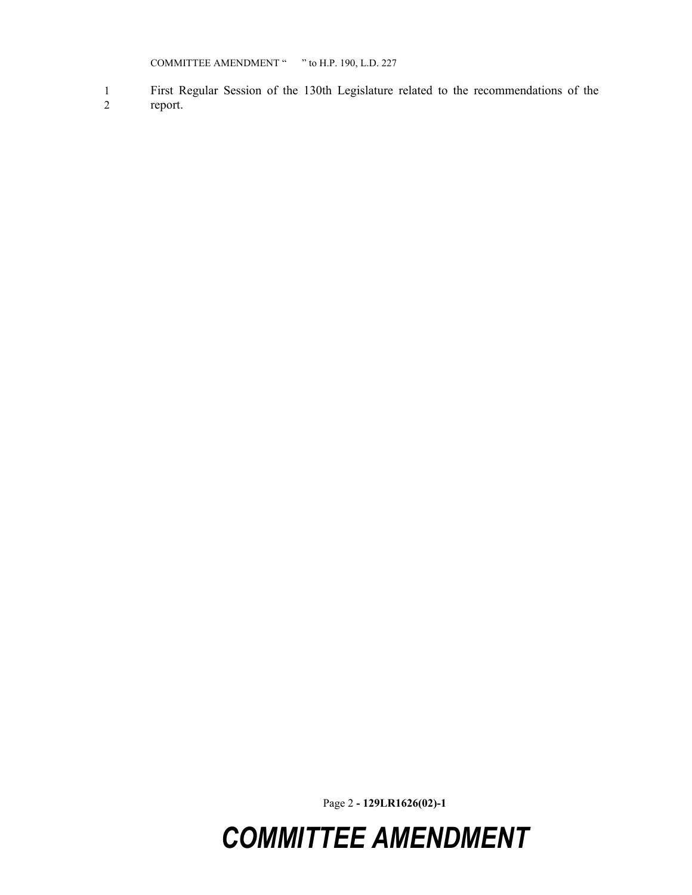First Regular Session of the 130th Legislature related to the recommendations of the report.